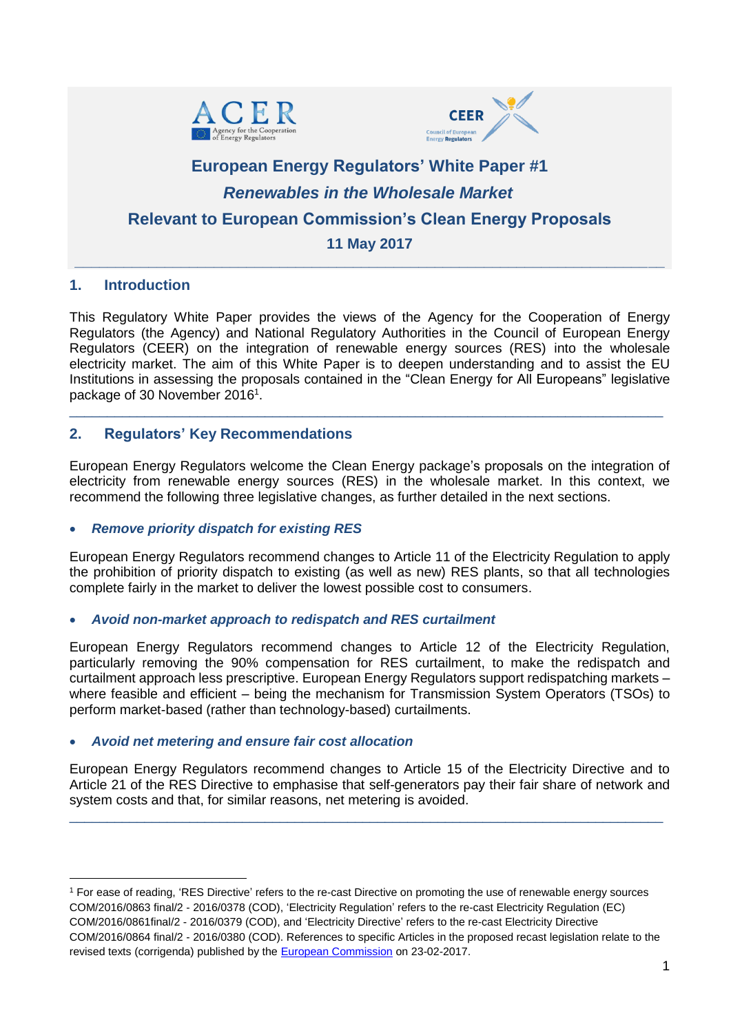# European Energy Regulators' White Paper #1

## *Renewables in the Wholesale Market*

## Relevant to European Commission's Clean Energy Proposals

**11 May 2017**

---

## 1. Introduction

This Regulatory White Paper provides the views of the Agency for the Cooperation of Energy Regulators (the Agency) and National Regulatory Authorities in the Council of European Energy Regulators (CEER) on the integration of renewable energy sources (RES) into the wholesale electricity market. The aim of this White Paper is to deepen understanding and to assist the EU Institutions in assessing the proposals contained in the "Clean Energy for All Europeans" legislative package of 30 November 2016[1].

---

## 2. Regulators' Key Recommendations

European Energy Regulators welcome the Clean Energy package's proposals on the integration of electricity from renewable energy sources (RES) in the wholesale market. In this context, we recommend the following three legislative changes, as further detailed in the next sections.

- ***Remove priority dispatch for existing RES***

European Energy Regulators recommend changes to Article 11 of the Electricity Regulation to apply the prohibition of priority dispatch to existing (as well as new) RES plants, so that all technologies complete fairly in the market to deliver the lowest possible cost to consumers.

- ***Avoid non-market approach to redispatch and RES curtailment***

European Energy Regulators recommend changes to Article 12 of the Electricity Regulation, particularly removing the 90% compensation for RES curtailment, to make the redispatch and curtailment approach less prescriptive. European Energy Regulators support redispatching markets – where feasible and efficient – being the mechanism for Transmission System Operators (TSOs) to perform market-based (rather than technology-based) curtailments.

- ***Avoid net metering and ensure fair cost allocation***

European Energy Regulators recommend changes to Article 15 of the Electricity Directive and to Article 21 of the RES Directive to emphasise that self-generators pay their fair share of network and system costs and that, for similar reasons, net metering is avoided.

---

[1] For ease of reading, 'RES Directive' refers to the re-cast Directive on promoting the use of renewable energy sources COM/2016/0863 final/2 - 2016/0378 (COD), 'Electricity Regulation' refers to the re-cast Electricity Regulation (EC) COM/2016/0861final/2 - 2016/0379 (COD), and 'Electricity Directive' refers to the re-cast Electricity Directive COM/2016/0864 final/2 - 2016/0380 (COD). References to specific Articles in the proposed recast legislation relate to the revised texts (corrigenda) published by the European Commission on 23-02-2017.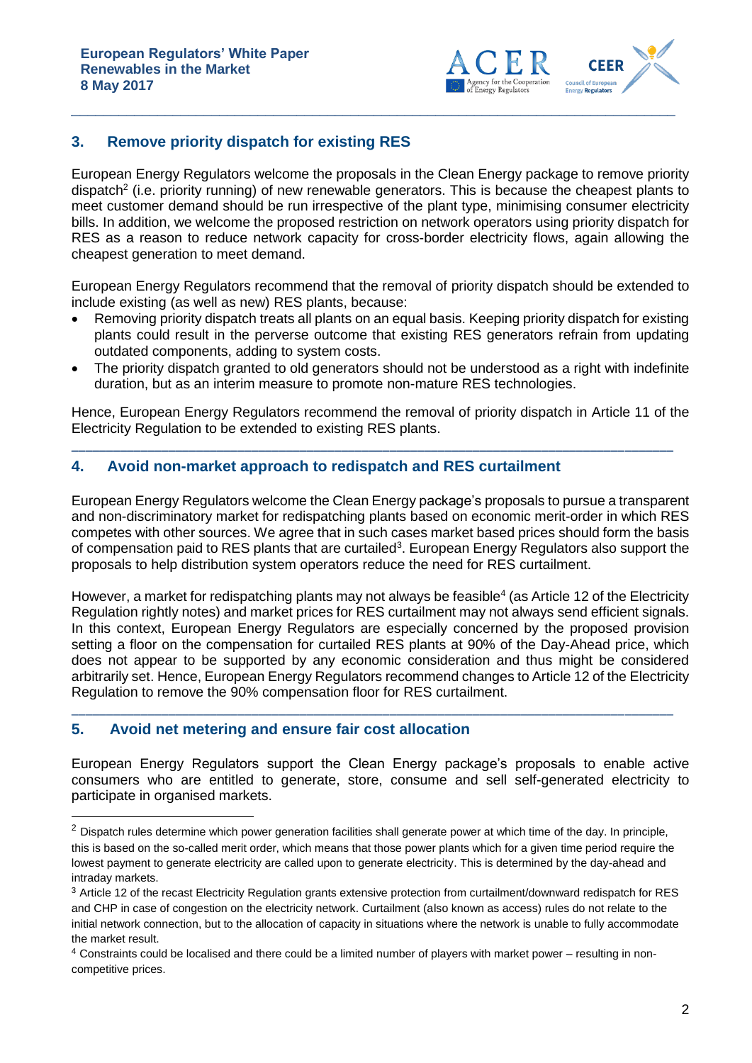## 3. Remove priority dispatch for existing RES

European Energy Regulators welcome the proposals in the Clean Energy package to remove priority dispatch[2] (i.e. priority running) of new renewable generators. This is because the cheapest plants to meet customer demand should be run irrespective of the plant type, minimising consumer electricity bills. In addition, we welcome the proposed restriction on network operators using priority dispatch for RES as a reason to reduce network capacity for cross-border electricity flows, again allowing the cheapest generation to meet demand.

European Energy Regulators recommend that the removal of priority dispatch should be extended to include existing (as well as new) RES plants, because:

- Removing priority dispatch treats all plants on an equal basis. Keeping priority dispatch for existing plants could result in the perverse outcome that existing RES generators refrain from updating outdated components, adding to system costs.
- The priority dispatch granted to old generators should not be understood as a right with indefinite duration, but as an interim measure to promote non-mature RES technologies.

Hence, European Energy Regulators recommend the removal of priority dispatch in Article 11 of the Electricity Regulation to be extended to existing RES plants.

---

## 4. Avoid non-market approach to redispatch and RES curtailment

European Energy Regulators welcome the Clean Energy package's proposals to pursue a transparent and non-discriminatory market for redispatching plants based on economic merit-order in which RES competes with other sources. We agree that in such cases market based prices should form the basis of compensation paid to RES plants that are curtailed[3]. European Energy Regulators also support the proposals to help distribution system operators reduce the need for RES curtailment.

However, a market for redispatching plants may not always be feasible[4] (as Article 12 of the Electricity Regulation rightly notes) and market prices for RES curtailment may not always send efficient signals. In this context, European Energy Regulators are especially concerned by the proposed provision setting a floor on the compensation for curtailed RES plants at 90% of the Day-Ahead price, which does not appear to be supported by any economic consideration and thus might be considered arbitrarily set. Hence, European Energy Regulators recommend changes to Article 12 of the Electricity Regulation to remove the 90% compensation floor for RES curtailment.

---

## 5. Avoid net metering and ensure fair cost allocation

European Energy Regulators support the Clean Energy package's proposals to enable active consumers who are entitled to generate, store, consume and sell self-generated electricity to participate in organised markets.

---

[2] Dispatch rules determine which power generation facilities shall generate power at which time of the day. In principle, this is based on the so-called merit order, which means that those power plants which for a given time period require the lowest payment to generate electricity are called upon to generate electricity. This is determined by the day-ahead and intraday markets.

[3] Article 12 of the recast Electricity Regulation grants extensive protection from curtailment/downward redispatch for RES and CHP in case of congestion on the electricity network. Curtailment (also known as access) rules do not relate to the initial network connection, but to the allocation of capacity in situations where the network is unable to fully accommodate the market result.

[4] Constraints could be localised and there could be a limited number of players with market power – resulting in non-competitive prices.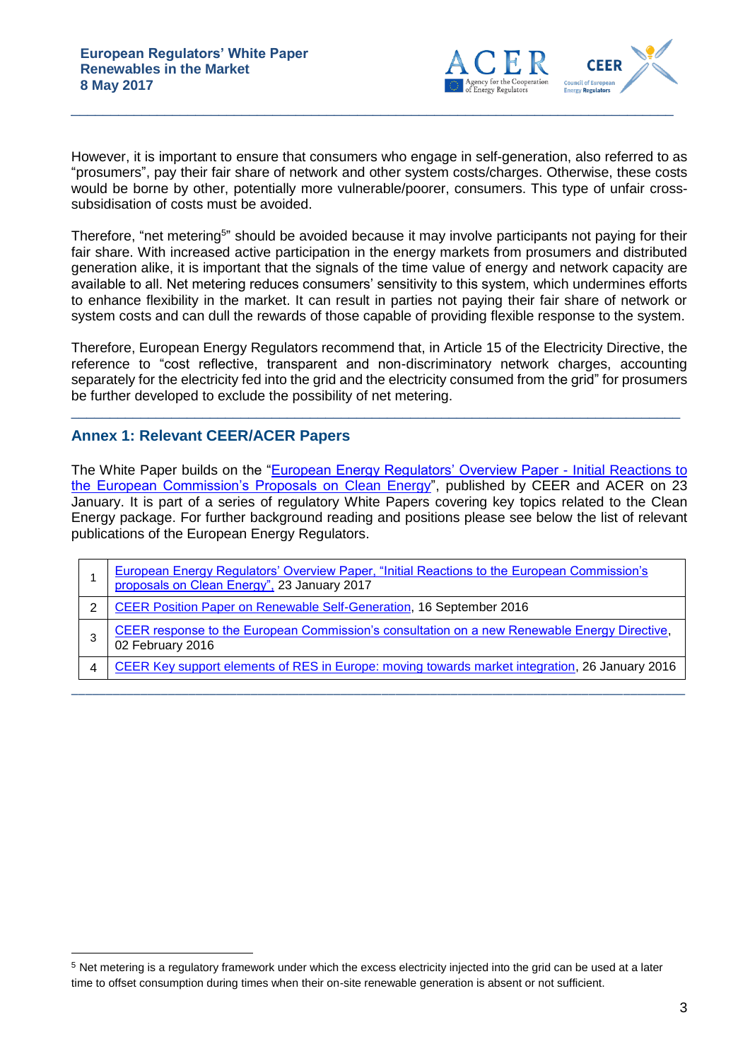However, it is important to ensure that consumers who engage in self-generation, also referred to as "prosumers", pay their fair share of network and other system costs/charges. Otherwise, these costs would be borne by other, potentially more vulnerable/poorer, consumers. This type of unfair cross-subsidisation of costs must be avoided.

Therefore, "net metering[5]" should be avoided because it may involve participants not paying for their fair share. With increased active participation in the energy markets from prosumers and distributed generation alike, it is important that the signals of the time value of energy and network capacity are available to all. Net metering reduces consumers' sensitivity to this system, which undermines efforts to enhance flexibility in the market. It can result in parties not paying their fair share of network or system costs and can dull the rewards of those capable of providing flexible response to the system.

Therefore, European Energy Regulators recommend that, in Article 15 of the Electricity Directive, the reference to "cost reflective, transparent and non-discriminatory network charges, accounting separately for the electricity fed into the grid and the electricity consumed from the grid" for prosumers be further developed to exclude the possibility of net metering.

## Annex 1: Relevant CEER/ACER Papers

The White Paper builds on the "European Energy Regulators' Overview Paper - Initial Reactions to the European Commission's Proposals on Clean Energy", published by CEER and ACER on 23 January. It is part of a series of regulatory White Papers covering key topics related to the Clean Energy package. For further background reading and positions please see below the list of relevant publications of the European Energy Regulators.

| | |
|---|---|
| 1 | European Energy Regulators' Overview Paper, "Initial Reactions to the European Commission's proposals on Clean Energy", 23 January 2017 |
| 2 | CEER Position Paper on Renewable Self-Generation, 16 September 2016 |
| 3 | CEER response to the European Commission's consultation on a new Renewable Energy Directive, 02 February 2016 |
| 4 | CEER Key support elements of RES in Europe: moving towards market integration, 26 January 2016 |

[5] Net metering is a regulatory framework under which the excess electricity injected into the grid can be used at a later time to offset consumption during times when their on-site renewable generation is absent or not sufficient.